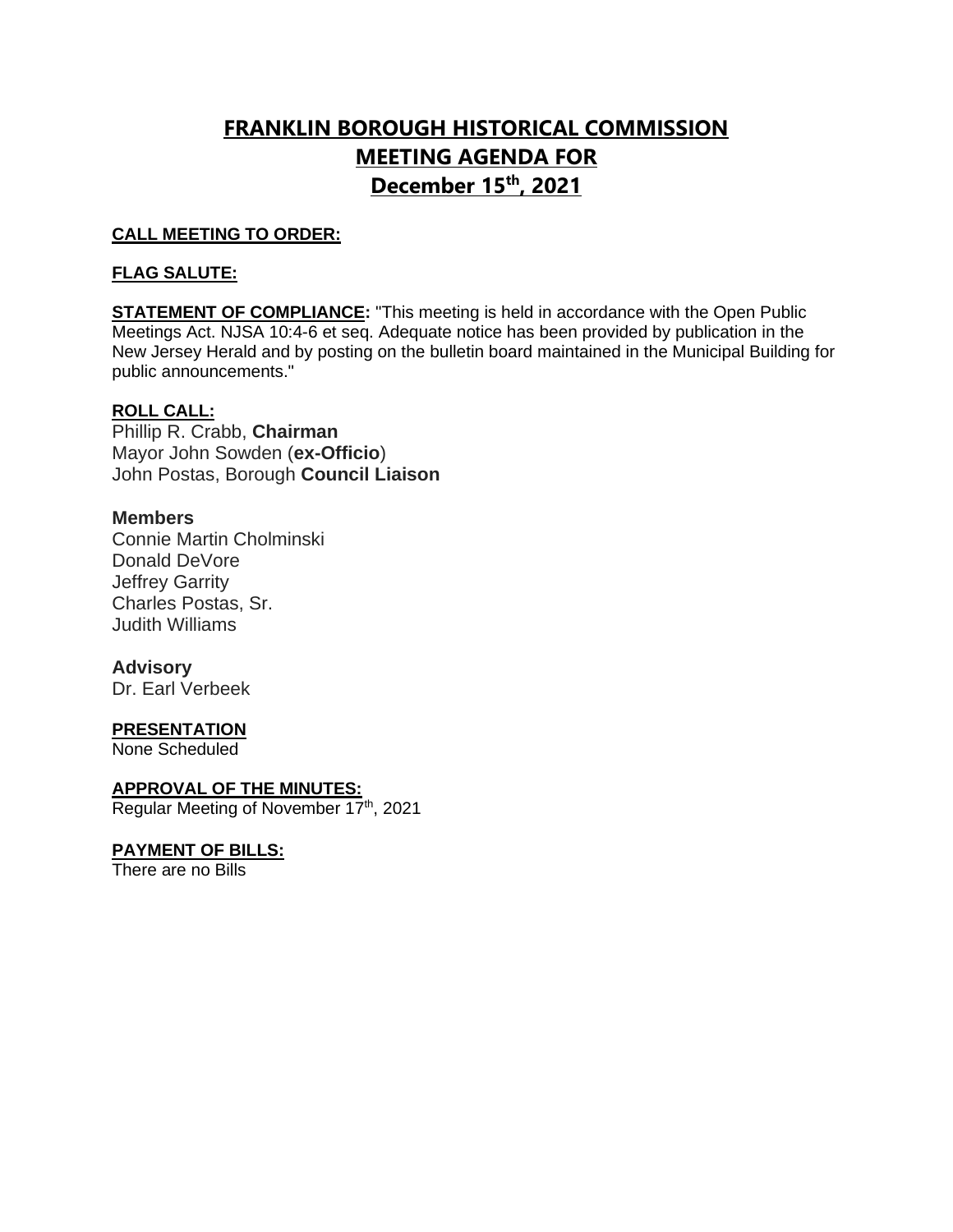# FRANKLIN BOROUGH HISTORICAL COMMISSION
# MEETING AGENDA FOR
# December 15th, 2021

**CALL MEETING TO ORDER:**

**FLAG SALUTE:**

**STATEMENT OF COMPLIANCE:** "This meeting is held in accordance with the Open Public Meetings Act. NJSA 10:4-6 et seq. Adequate notice has been provided by publication in the New Jersey Herald and by posting on the bulletin board maintained in the Municipal Building for public announcements."

**ROLL CALL:**

Phillip R. Crabb, **Chairman**
Mayor John Sowden (**ex-Officio**)
John Postas, Borough **Council Liaison**

**Members**

Connie Martin Cholminski
Donald DeVore
Jeffrey Garrity
Charles Postas, Sr.
Judith Williams

**Advisory**

Dr. Earl Verbeek

**PRESENTATION**

None Scheduled

**APPROVAL OF THE MINUTES:**

Regular Meeting of November 17th, 2021

**PAYMENT OF BILLS:**

There are no Bills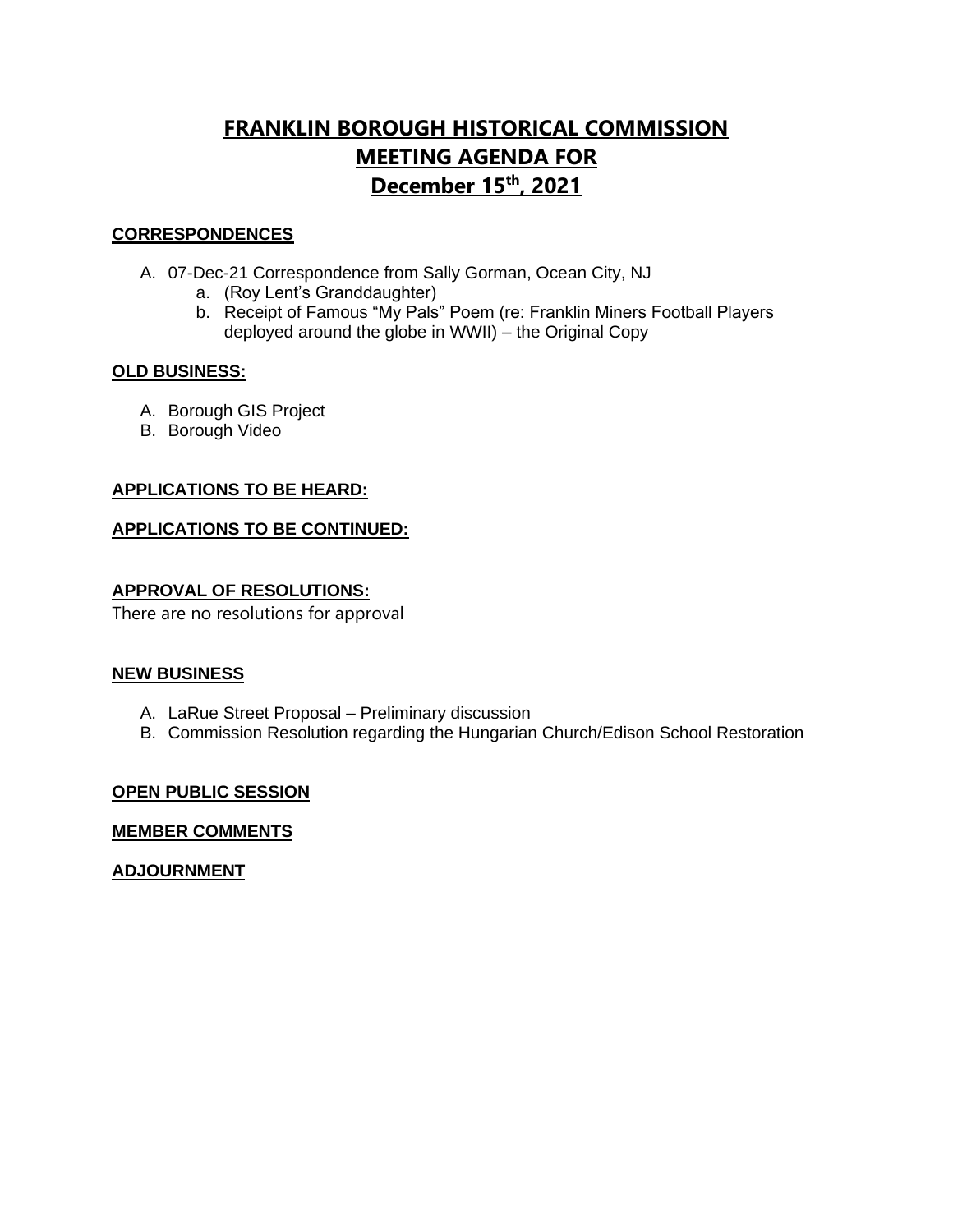# FRANKLIN BOROUGH HISTORICAL COMMISSION
# MEETING AGENDA FOR
# December 15th, 2021

**CORRESPONDENCES**

A. 07-Dec-21 Correspondence from Sally Gorman, Ocean City, NJ
   a. (Roy Lent's Granddaughter)
   b. Receipt of Famous "My Pals" Poem (re: Franklin Miners Football Players deployed around the globe in WWII) – the Original Copy

**OLD BUSINESS:**

A. Borough GIS Project
B. Borough Video

**APPLICATIONS TO BE HEARD:**

**APPLICATIONS TO BE CONTINUED:**

**APPROVAL OF RESOLUTIONS:**

There are no resolutions for approval

**NEW BUSINESS**

A. LaRue Street Proposal – Preliminary discussion
B. Commission Resolution regarding the Hungarian Church/Edison School Restoration

**OPEN PUBLIC SESSION**

**MEMBER COMMENTS**

**ADJOURNMENT**